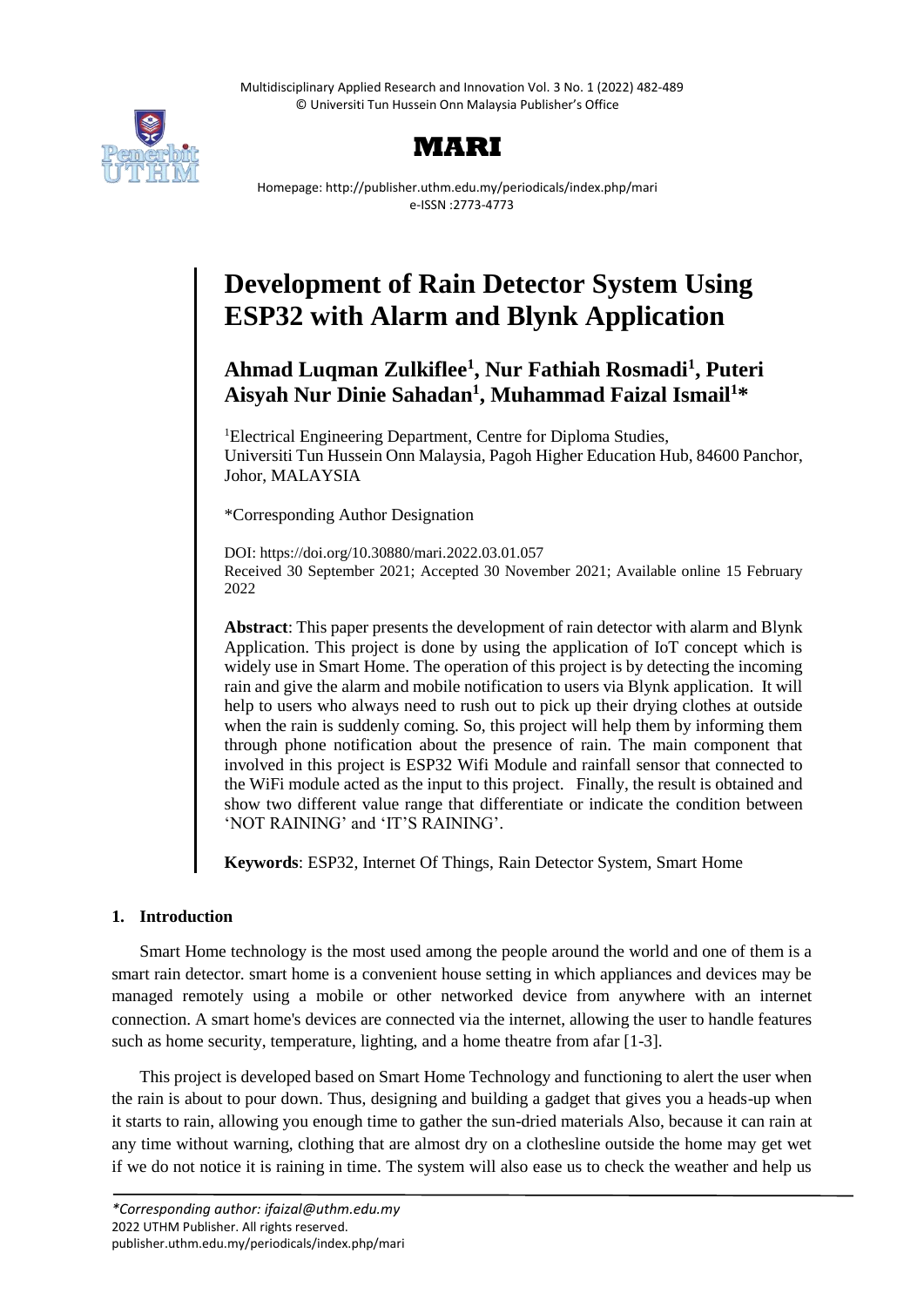# Development of Rain Detector System Using ESP32 with Alarm and Blynk Application

**Ahmad Luqman Zulkiflee[1], Nur Fathiah Rosmadi[1], Puteri Aisyah Nur Dinie Sahadan[1], Muhammad Faizal Ismail[1]***

[1]Electrical Engineering Department, Centre for Diploma Studies, Universiti Tun Hussein Onn Malaysia, Pagoh Higher Education Hub, 84600 Panchor, Johor, MALAYSIA

*Corresponding Author Designation

DOI: https://doi.org/10.30880/mari.2022.03.01.057
Received 30 September 2021; Accepted 30 November 2021; Available online 15 February 2022

**Abstract**: This paper presents the development of rain detector with alarm and Blynk Application. This project is done by using the application of IoT concept which is widely use in Smart Home. The operation of this project is by detecting the incoming rain and give the alarm and mobile notification to users via Blynk application. It will help to users who always need to rush out to pick up their drying clothes at outside when the rain is suddenly coming. So, this project will help them by informing them through phone notification about the presence of rain. The main component that involved in this project is ESP32 Wifi Module and rainfall sensor that connected to the WiFi module acted as the input to this project. Finally, the result is obtained and show two different value range that differentiate or indicate the condition between 'NOT RAINING' and 'IT'S RAINING'.

**Keywords**: ESP32, Internet Of Things, Rain Detector System, Smart Home

## 1. Introduction

Smart Home technology is the most used among the people around the world and one of them is a smart rain detector. smart home is a convenient house setting in which appliances and devices may be managed remotely using a mobile or other networked device from anywhere with an internet connection. A smart home's devices are connected via the internet, allowing the user to handle features such as home security, temperature, lighting, and a home theatre from afar [1-3].

This project is developed based on Smart Home Technology and functioning to alert the user when the rain is about to pour down. Thus, designing and building a gadget that gives you a heads-up when it starts to rain, allowing you enough time to gather the sun-dried materials Also, because it can rain at any time without warning, clothing that are almost dry on a clothesline outside the home may get wet if we do not notice it is raining in time. The system will also ease us to check the weather and help us

*Corresponding author: ifaizal@uthm.edu.my
2022 UTHM Publisher. All rights reserved.
publisher.uthm.edu.my/periodicals/index.php/mari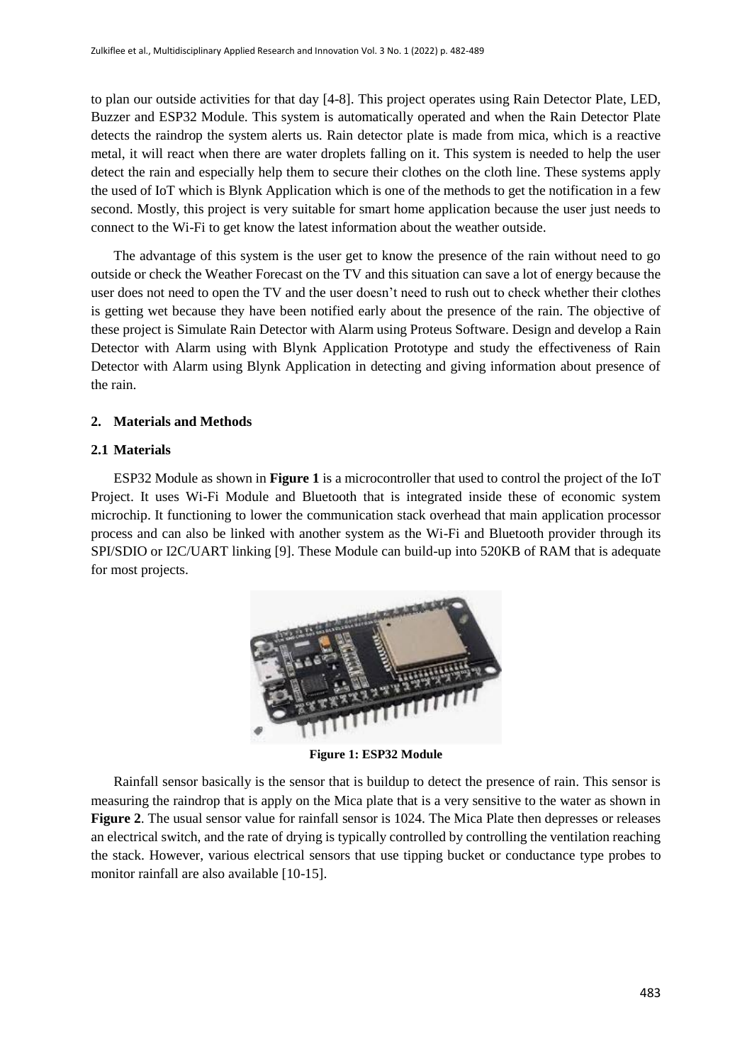to plan our outside activities for that day [4-8]. This project operates using Rain Detector Plate, LED, Buzzer and ESP32 Module. This system is automatically operated and when the Rain Detector Plate detects the raindrop the system alerts us. Rain detector plate is made from mica, which is a reactive metal, it will react when there are water droplets falling on it. This system is needed to help the user detect the rain and especially help them to secure their clothes on the cloth line. These systems apply the used of IoT which is Blynk Application which is one of the methods to get the notification in a few second. Mostly, this project is very suitable for smart home application because the user just needs to connect to the Wi-Fi to get know the latest information about the weather outside.

The advantage of this system is the user get to know the presence of the rain without need to go outside or check the Weather Forecast on the TV and this situation can save a lot of energy because the user does not need to open the TV and the user doesn't need to rush out to check whether their clothes is getting wet because they have been notified early about the presence of the rain. The objective of these project is Simulate Rain Detector with Alarm using Proteus Software. Design and develop a Rain Detector with Alarm using with Blynk Application Prototype and study the effectiveness of Rain Detector with Alarm using Blynk Application in detecting and giving information about presence of the rain.

## 2. Materials and Methods

### 2.1 Materials

ESP32 Module as shown in **Figure 1** is a microcontroller that used to control the project of the IoT Project. It uses Wi-Fi Module and Bluetooth that is integrated inside these of economic system microchip. It functioning to lower the communication stack overhead that main application processor process and can also be linked with another system as the Wi-Fi and Bluetooth provider through its SPI/SDIO or I2C/UART linking [9]. These Module can build-up into 520KB of RAM that is adequate for most projects.

**Figure 1: ESP32 Module**

Rainfall sensor basically is the sensor that is buildup to detect the presence of rain. This sensor is measuring the raindrop that is apply on the Mica plate that is a very sensitive to the water as shown in **Figure 2**. The usual sensor value for rainfall sensor is 1024. The Mica Plate then depresses or releases an electrical switch, and the rate of drying is typically controlled by controlling the ventilation reaching the stack. However, various electrical sensors that use tipping bucket or conductance type probes to monitor rainfall are also available [10-15].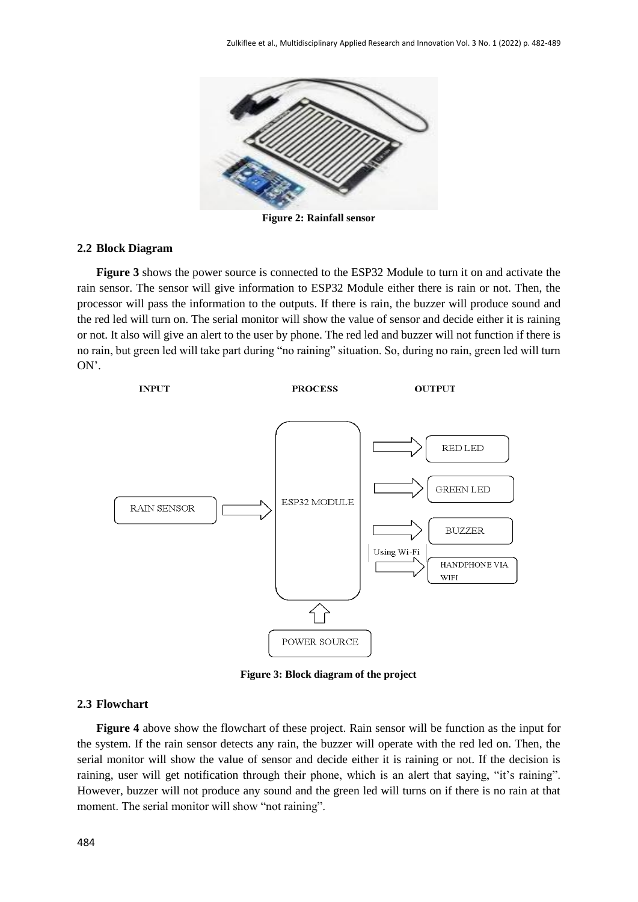Figure 2: Rainfall sensor

## 2.2 Block Diagram

**Figure 3** shows the power source is connected to the ESP32 Module to turn it on and activate the rain sensor. The sensor will give information to ESP32 Module either there is rain or not. Then, the processor will pass the information to the outputs. If there is rain, the buzzer will produce sound and the red led will turn on. The serial monitor will show the value of sensor and decide either it is raining or not. It also will give an alert to the user by phone. The red led and buzzer will not function if there is no rain, but green led will take part during "no raining" situation. So, during no rain, green led will turn ON'.

INPUT PROCESS OUTPUT

RAIN SENSOR → ESP32 MODULE → RED LED, GREEN LED, BUZZER, HANDPHONE VIA WIFI (Using Wi-Fi)

POWER SOURCE → ESP32 MODULE

Figure 3: Block diagram of the project

## 2.3 Flowchart

**Figure 4** above show the flowchart of these project. Rain sensor will be function as the input for the system. If the rain sensor detects any rain, the buzzer will operate with the red led on. Then, the serial monitor will show the value of sensor and decide either it is raining or not. If the decision is raining, user will get notification through their phone, which is an alert that saying, "it's raining". However, buzzer will not produce any sound and the green led will turns on if there is no rain at that moment. The serial monitor will show "not raining".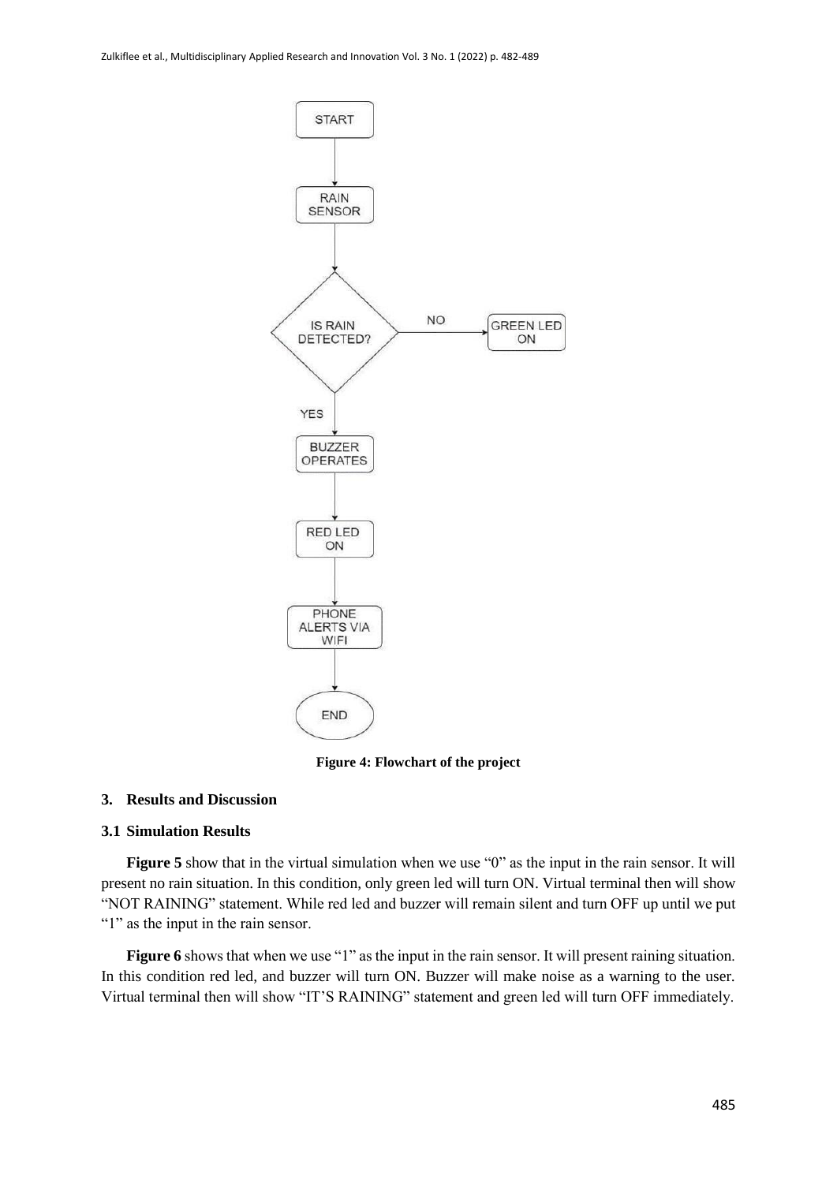Figure 4: Flowchart of the project

## 3. Results and Discussion

### 3.1 Simulation Results

**Figure 5** show that in the virtual simulation when we use "0" as the input in the rain sensor. It will present no rain situation. In this condition, only green led will turn ON. Virtual terminal then will show "NOT RAINING" statement. While red led and buzzer will remain silent and turn OFF up until we put "1" as the input in the rain sensor.

**Figure 6** shows that when we use "1" as the input in the rain sensor. It will present raining situation. In this condition red led, and buzzer will turn ON. Buzzer will make noise as a warning to the user. Virtual terminal then will show "IT'S RAINING" statement and green led will turn OFF immediately.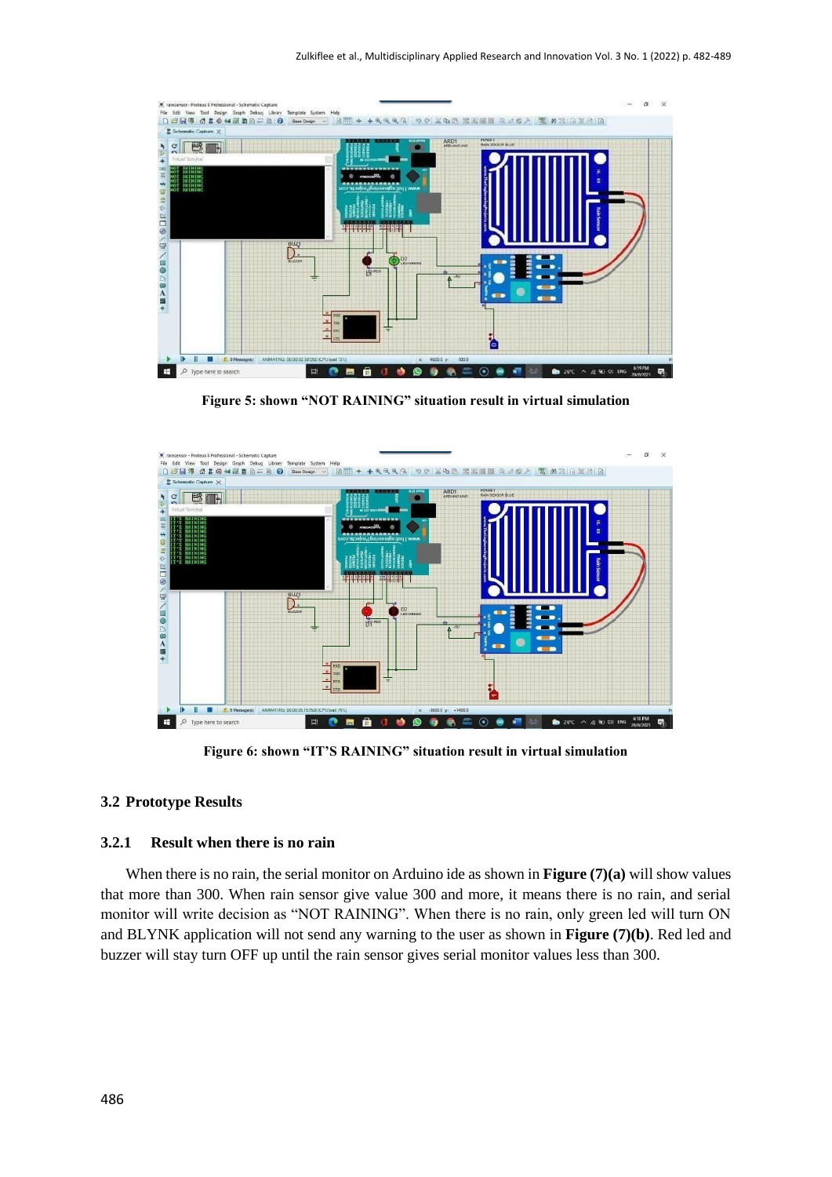Figure 5: shown “NOT RAINING” situation result in virtual simulation

Figure 6: shown “IT’S RAINING” situation result in virtual simulation

## 3.2 Prototype Results

### 3.2.1 Result when there is no rain

When there is no rain, the serial monitor on Arduino ide as shown in **Figure (7)(a)** will show values that more than 300. When rain sensor give value 300 and more, it means there is no rain, and serial monitor will write decision as “NOT RAINING”. When there is no rain, only green led will turn ON and BLYNK application will not send any warning to the user as shown in **Figure (7)(b)**. Red led and buzzer will stay turn OFF up until the rain sensor gives serial monitor values less than 300.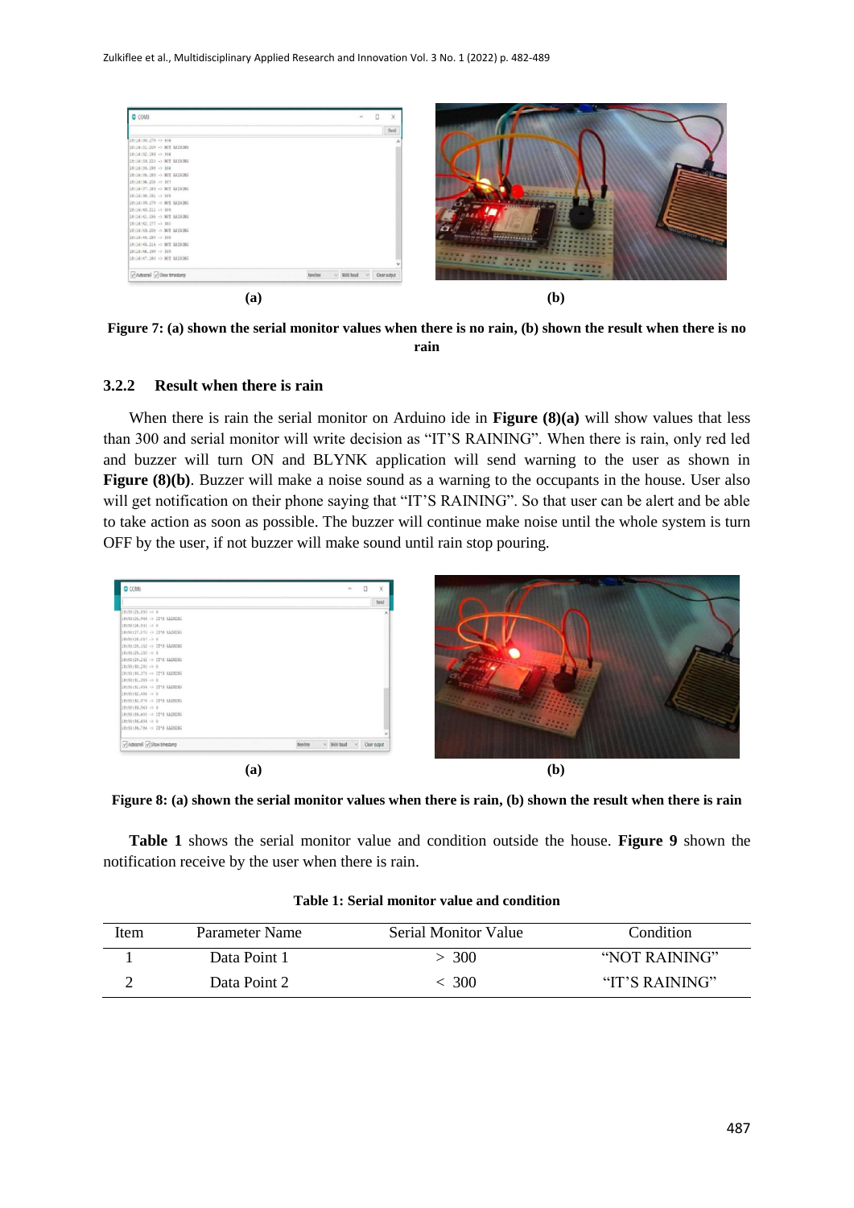**(a)** **(b)**

**Figure 7: (a) shown the serial monitor values when there is no rain, (b) shown the result when there is no rain**

### 3.2.2 Result when there is rain

When there is rain the serial monitor on Arduino ide in **Figure (8)(a)** will show values that less than 300 and serial monitor will write decision as "IT'S RAINING". When there is rain, only red led and buzzer will turn ON and BLYNK application will send warning to the user as shown in **Figure (8)(b)**. Buzzer will make a noise sound as a warning to the occupants in the house. User also will get notification on their phone saying that "IT'S RAINING". So that user can be alert and be able to take action as soon as possible. The buzzer will continue make noise until the whole system is turn OFF by the user, if not buzzer will make sound until rain stop pouring.

**(a)** **(b)**

**Figure 8: (a) shown the serial monitor values when there is rain, (b) shown the result when there is rain**

**Table 1** shows the serial monitor value and condition outside the house. **Figure 9** shown the notification receive by the user when there is rain.

**Table 1: Serial monitor value and condition**

| Item | Parameter Name | Serial Monitor Value | Condition |
|---|---|---|---|
| 1 | Data Point 1 | > 300 | "NOT RAINING" |
| 2 | Data Point 2 | < 300 | "IT'S RAINING" |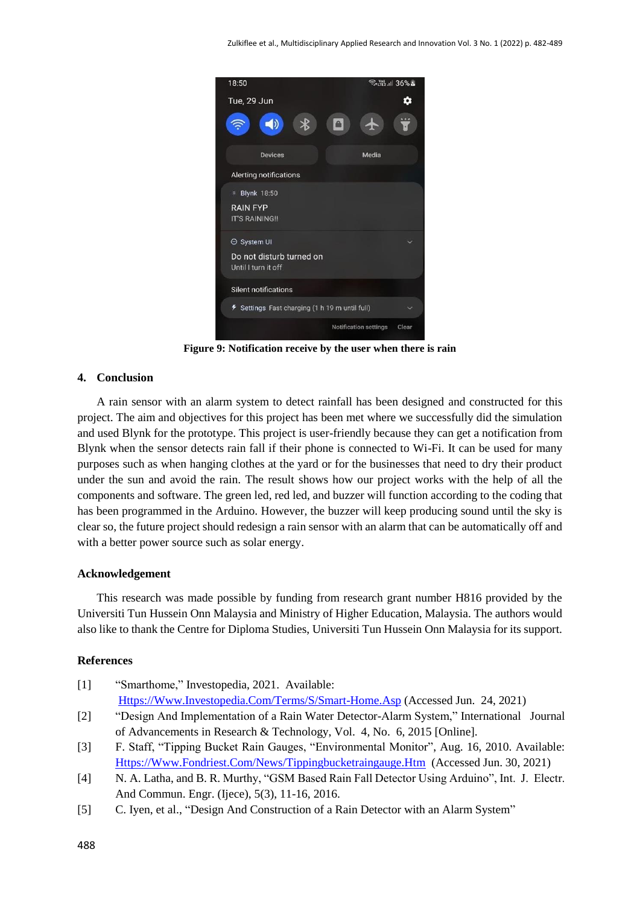Figure 9: Notification receive by the user when there is rain

## 4. Conclusion

A rain sensor with an alarm system to detect rainfall has been designed and constructed for this project. The aim and objectives for this project has been met where we successfully did the simulation and used Blynk for the prototype. This project is user-friendly because they can get a notification from Blynk when the sensor detects rain fall if their phone is connected to Wi-Fi. It can be used for many purposes such as when hanging clothes at the yard or for the businesses that need to dry their product under the sun and avoid the rain. The result shows how our project works with the help of all the components and software. The green led, red led, and buzzer will function according to the coding that has been programmed in the Arduino. However, the buzzer will keep producing sound until the sky is clear so, the future project should redesign a rain sensor with an alarm that can be automatically off and with a better power source such as solar energy.

## Acknowledgement

This research was made possible by funding from research grant number H816 provided by the Universiti Tun Hussein Onn Malaysia and Ministry of Higher Education, Malaysia. The authors would also like to thank the Centre for Diploma Studies, Universiti Tun Hussein Onn Malaysia for its support.

## References

[1] "Smarthome," Investopedia, 2021. Available: [Https://Www.Investopedia.Com/Terms/S/Smart-Home.Asp](Https://Www.Investopedia.Com/Terms/S/Smart-Home.Asp) (Accessed Jun. 24, 2021)

[2] "Design And Implementation of a Rain Water Detector-Alarm System," International Journal of Advancements in Research & Technology, Vol. 4, No. 6, 2015 [Online].

[3] F. Staff, "Tipping Bucket Rain Gauges, "Environmental Monitor", Aug. 16, 2010. Available: [Https://Www.Fondriest.Com/News/Tippingbucketraingauge.Htm](Https://Www.Fondriest.Com/News/Tippingbucketraingauge.Htm) (Accessed Jun. 30, 2021)

[4] N. A. Latha, and B. R. Murthy, "GSM Based Rain Fall Detector Using Arduino", Int. J. Electr. And Commun. Engr. (Ijece), 5(3), 11-16, 2016.

[5] C. Iyen, et al., "Design And Construction of a Rain Detector with an Alarm System"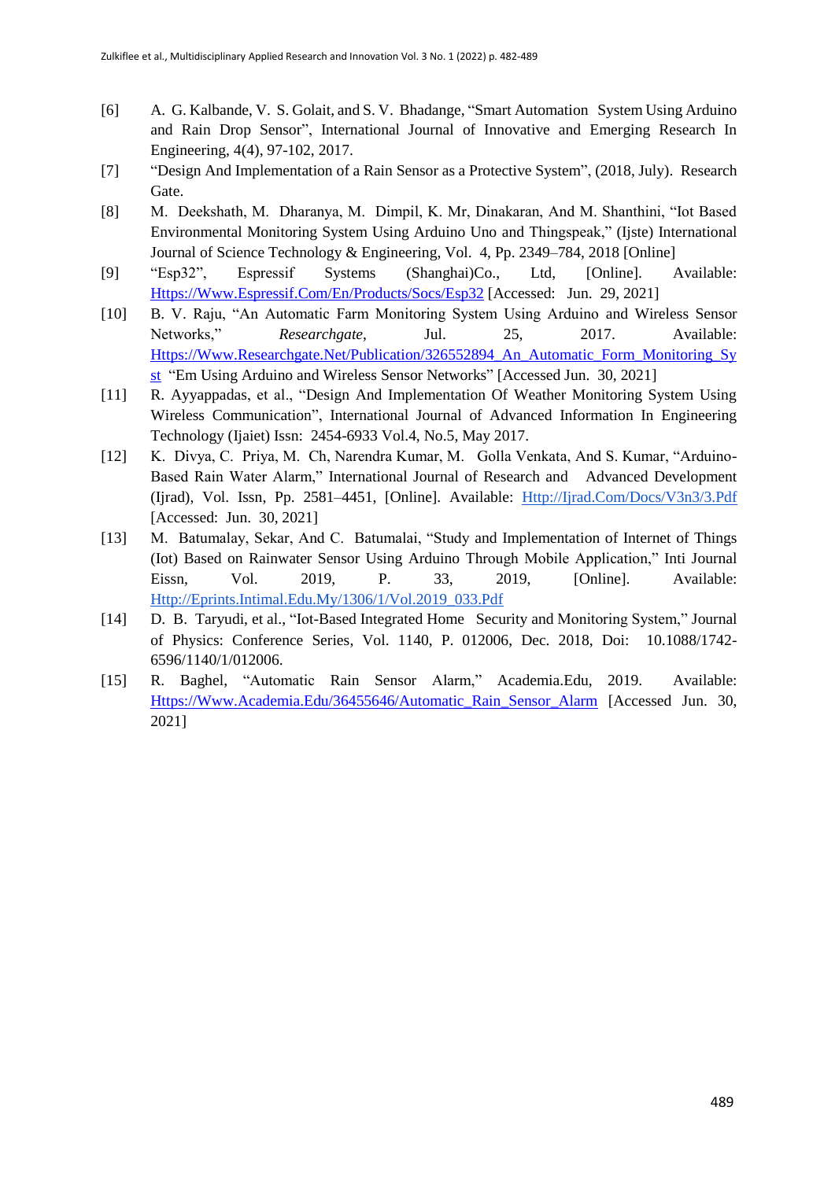[6] A. G. Kalbande, V. S. Golait, and S. V. Bhadange, "Smart Automation System Using Arduino and Rain Drop Sensor", International Journal of Innovative and Emerging Research In Engineering, 4(4), 97-102, 2017.

[7] "Design And Implementation of a Rain Sensor as a Protective System", (2018, July). Research Gate.

[8] M. Deekshath, M. Dharanya, M. Dimpil, K. Mr, Dinakaran, And M. Shanthini, "Iot Based Environmental Monitoring System Using Arduino Uno and Thingspeak," (Ijste) International Journal of Science Technology & Engineering, Vol. 4, Pp. 2349–784, 2018 [Online]

[9] "Esp32", Espressif Systems (Shanghai)Co., Ltd, [Online]. Available: Https://Www.Espressif.Com/En/Products/Socs/Esp32 [Accessed: Jun. 29, 2021]

[10] B. V. Raju, "An Automatic Farm Monitoring System Using Arduino and Wireless Sensor Networks," *Researchgate*, Jul. 25, 2017. Available: Https://Www.Researchgate.Net/Publication/326552894_An_Automatic_Form_Monitoring_Syst "Em Using Arduino and Wireless Sensor Networks" [Accessed Jun. 30, 2021]

[11] R. Ayyappadas, et al., "Design And Implementation Of Weather Monitoring System Using Wireless Communication", International Journal of Advanced Information In Engineering Technology (Ijaiet) Issn: 2454-6933 Vol.4, No.5, May 2017.

[12] K. Divya, C. Priya, M. Ch, Narendra Kumar, M. Golla Venkata, And S. Kumar, "Arduino-Based Rain Water Alarm," International Journal of Research and Advanced Development (Ijrad), Vol. Issn, Pp. 2581–4451, [Online]. Available: Http://Ijrad.Com/Docs/V3n3/3.Pdf [Accessed: Jun. 30, 2021]

[13] M. Batumalay, Sekar, And C. Batumalai, "Study and Implementation of Internet of Things (Iot) Based on Rainwater Sensor Using Arduino Through Mobile Application," Inti Journal Eissn, Vol. 2019, P. 33, 2019, [Online]. Available: Http://Eprints.Intimal.Edu.My/1306/1/Vol.2019_033.Pdf

[14] D. B. Taryudi, et al., "Iot-Based Integrated Home Security and Monitoring System," Journal of Physics: Conference Series, Vol. 1140, P. 012006, Dec. 2018, Doi: 10.1088/1742-6596/1140/1/012006.

[15] R. Baghel, "Automatic Rain Sensor Alarm," Academia.Edu, 2019. Available: Https://Www.Academia.Edu/36455646/Automatic_Rain_Sensor_Alarm [Accessed Jun. 30, 2021]